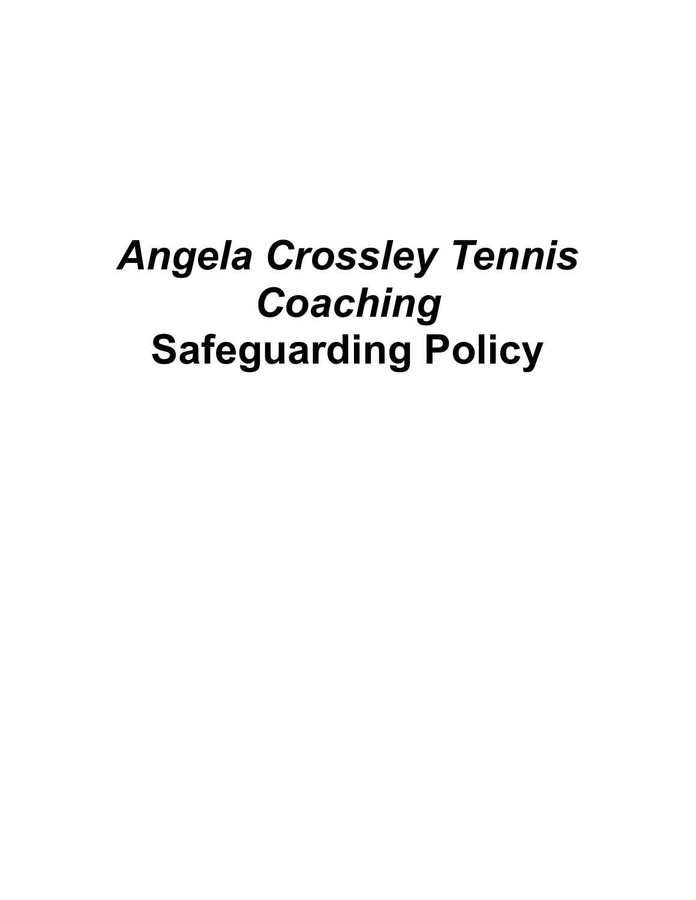# *Angela Crossley Tennis Coaching*
# Safeguarding Policy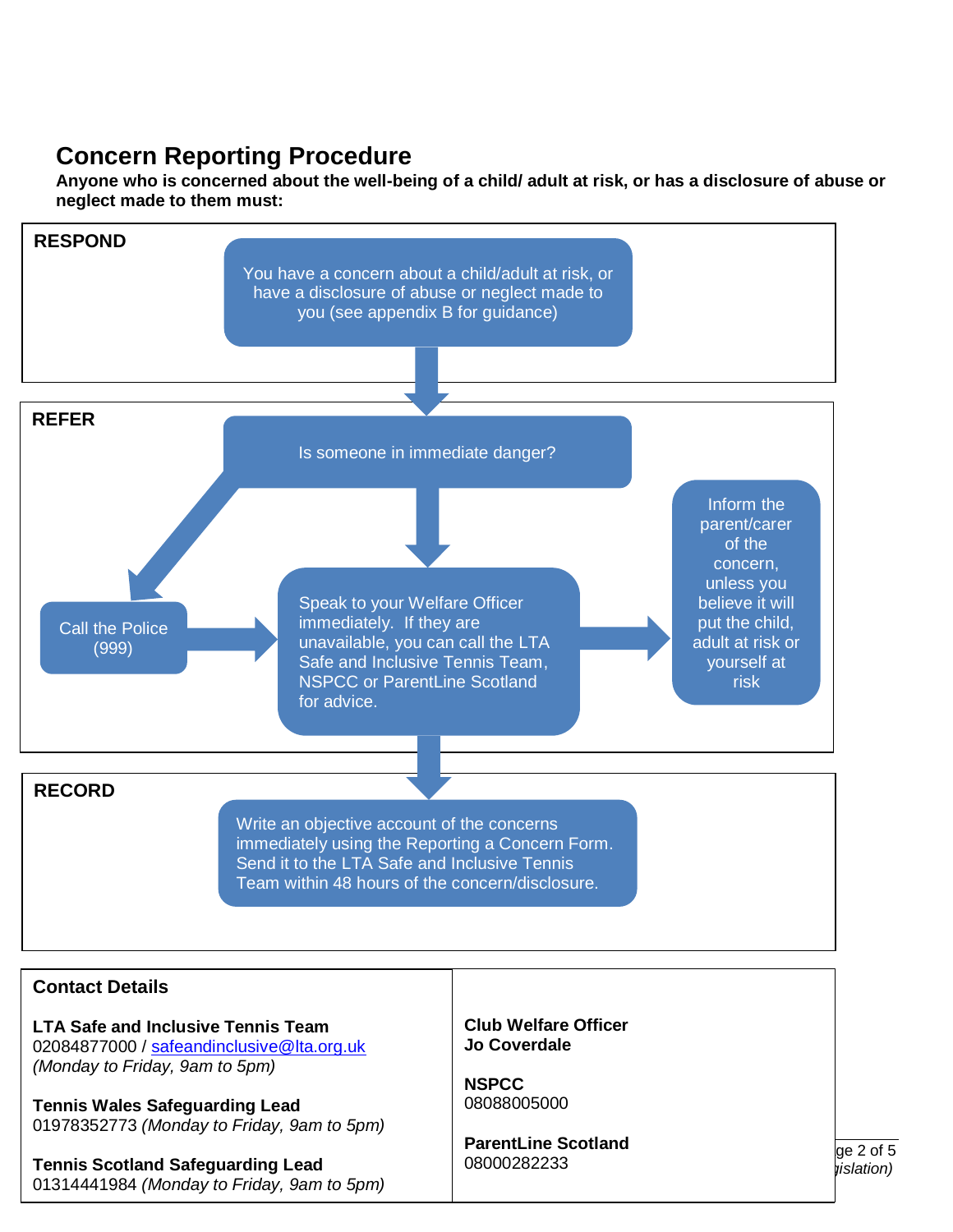## Concern Reporting Procedure

**Anyone who is concerned about the well-being of a child/ adult at risk, or has a disclosure of abuse or neglect made to them must:**

### RESPOND

You have a concern about a child/adult at risk, or have a disclosure of abuse or neglect made to you (see appendix B for guidance)

### REFER

Is someone in immediate danger?

Call the Police (999)

Speak to your Welfare Officer immediately. If they are unavailable, you can call the LTA Safe and Inclusive Tennis Team, NSPCC or ParentLine Scotland for advice.

Inform the parent/carer of the concern, unless you believe it will put the child, adult at risk or yourself at risk

### RECORD

Write an objective account of the concerns immediately using the Reporting a Concern Form. Send it to the LTA Safe and Inclusive Tennis Team within 48 hours of the concern/disclosure.

### Contact Details

**LTA Safe and Inclusive Tennis Team**
02084877000 / safeandinclusive@lta.org.uk
*(Monday to Friday, 9am to 5pm)*

**Tennis Wales Safeguarding Lead**
01978352773 *(Monday to Friday, 9am to 5pm)*

**Tennis Scotland Safeguarding Lead**
01314441984 *(Monday to Friday, 9am to 5pm)*

**Club Welfare Officer**
**Jo Coverdale**

**NSPCC**
08088005000

**ParentLine Scotland**
08000282233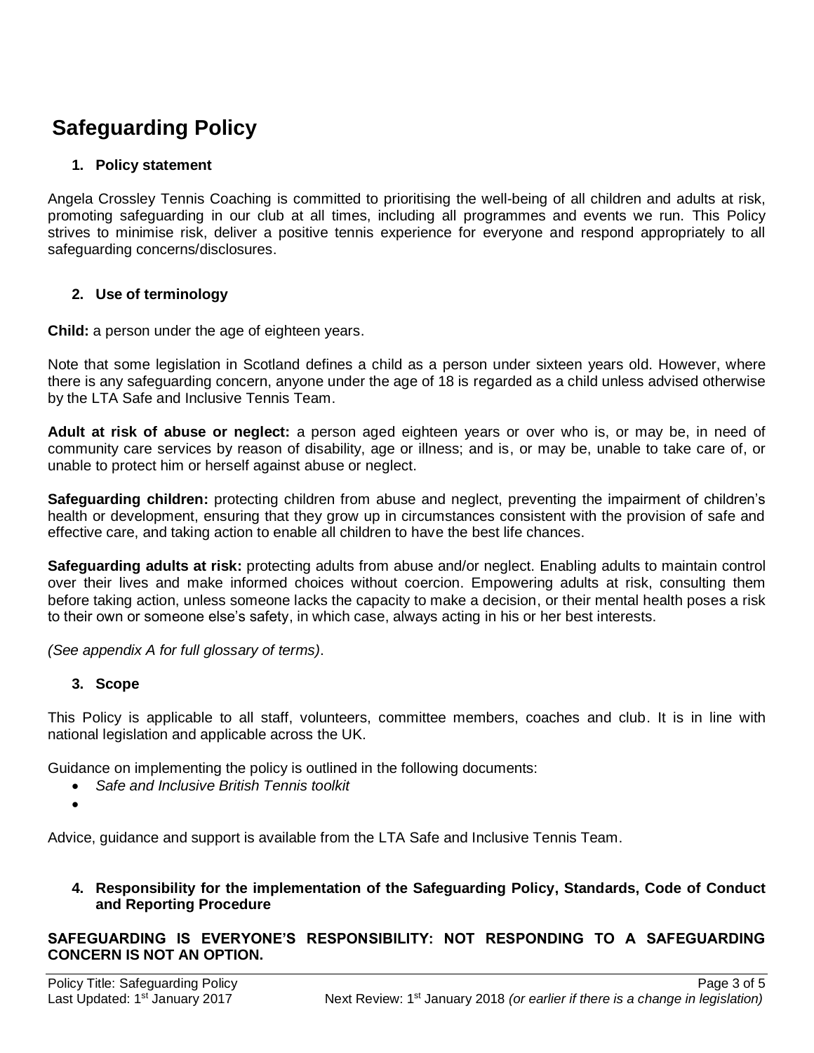# Safeguarding Policy

## 1. Policy statement

Angela Crossley Tennis Coaching is committed to prioritising the well-being of all children and adults at risk, promoting safeguarding in our club at all times, including all programmes and events we run. This Policy strives to minimise risk, deliver a positive tennis experience for everyone and respond appropriately to all safeguarding concerns/disclosures.

## 2. Use of terminology

**Child:** a person under the age of eighteen years.

Note that some legislation in Scotland defines a child as a person under sixteen years old. However, where there is any safeguarding concern, anyone under the age of 18 is regarded as a child unless advised otherwise by the LTA Safe and Inclusive Tennis Team.

**Adult at risk of abuse or neglect:** a person aged eighteen years or over who is, or may be, in need of community care services by reason of disability, age or illness; and is, or may be, unable to take care of, or unable to protect him or herself against abuse or neglect.

**Safeguarding children:** protecting children from abuse and neglect, preventing the impairment of children's health or development, ensuring that they grow up in circumstances consistent with the provision of safe and effective care, and taking action to enable all children to have the best life chances.

**Safeguarding adults at risk:** protecting adults from abuse and/or neglect. Enabling adults to maintain control over their lives and make informed choices without coercion. Empowering adults at risk, consulting them before taking action, unless someone lacks the capacity to make a decision, or their mental health poses a risk to their own or someone else's safety, in which case, always acting in his or her best interests.

*(See appendix A for full glossary of terms)*.

## 3. Scope

This Policy is applicable to all staff, volunteers, committee members, coaches and club. It is in line with national legislation and applicable across the UK.

Guidance on implementing the policy is outlined in the following documents:

- *Safe and Inclusive British Tennis toolkit*
- 

Advice, guidance and support is available from the LTA Safe and Inclusive Tennis Team.

## 4. Responsibility for the implementation of the Safeguarding Policy, Standards, Code of Conduct and Reporting Procedure

**SAFEGUARDING IS EVERYONE'S RESPONSIBILITY: NOT RESPONDING TO A SAFEGUARDING CONCERN IS NOT AN OPTION.**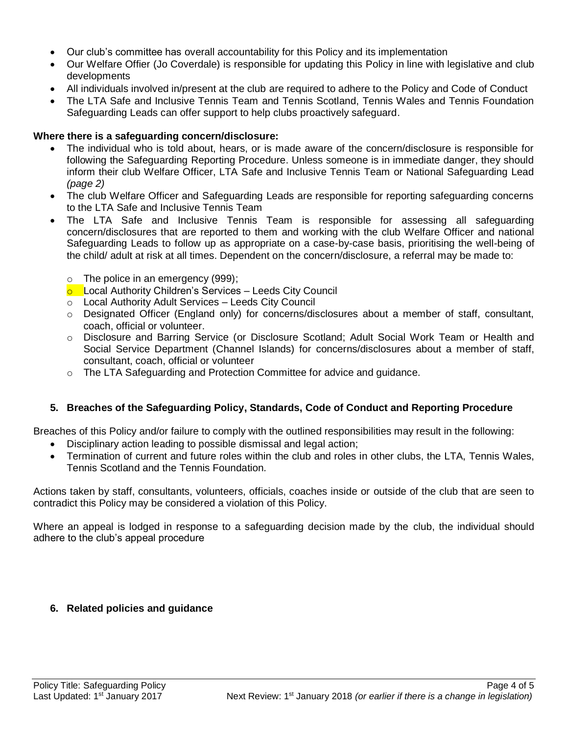- Our club's committee has overall accountability for this Policy and its implementation
- Our Welfare Offier (Jo Coverdale) is responsible for updating this Policy in line with legislative and club developments
- All individuals involved in/present at the club are required to adhere to the Policy and Code of Conduct
- The LTA Safe and Inclusive Tennis Team and Tennis Scotland, Tennis Wales and Tennis Foundation Safeguarding Leads can offer support to help clubs proactively safeguard.

**Where there is a safeguarding concern/disclosure:**

- The individual who is told about, hears, or is made aware of the concern/disclosure is responsible for following the Safeguarding Reporting Procedure. Unless someone is in immediate danger, they should inform their club Welfare Officer, LTA Safe and Inclusive Tennis Team or National Safeguarding Lead *(page 2)*
- The club Welfare Officer and Safeguarding Leads are responsible for reporting safeguarding concerns to the LTA Safe and Inclusive Tennis Team
- The LTA Safe and Inclusive Tennis Team is responsible for assessing all safeguarding concern/disclosures that are reported to them and working with the club Welfare Officer and national Safeguarding Leads to follow up as appropriate on a case-by-case basis, prioritising the well-being of the child/ adult at risk at all times. Dependent on the concern/disclosure, a referral may be made to:
  - The police in an emergency (999);
  - Local Authority Children's Services – Leeds City Council
  - Local Authority Adult Services – Leeds City Council
  - Designated Officer (England only) for concerns/disclosures about a member of staff, consultant, coach, official or volunteer.
  - Disclosure and Barring Service (or Disclosure Scotland; Adult Social Work Team or Health and Social Service Department (Channel Islands) for concerns/disclosures about a member of staff, consultant, coach, official or volunteer
  - The LTA Safeguarding and Protection Committee for advice and guidance.

## 5. Breaches of the Safeguarding Policy, Standards, Code of Conduct and Reporting Procedure

Breaches of this Policy and/or failure to comply with the outlined responsibilities may result in the following:

- Disciplinary action leading to possible dismissal and legal action;
- Termination of current and future roles within the club and roles in other clubs, the LTA, Tennis Wales, Tennis Scotland and the Tennis Foundation*.*

Actions taken by staff, consultants, volunteers, officials, coaches inside or outside of the club that are seen to contradict this Policy may be considered a violation of this Policy.

Where an appeal is lodged in response to a safeguarding decision made by the club, the individual should adhere to the club's appeal procedure

## 6. Related policies and guidance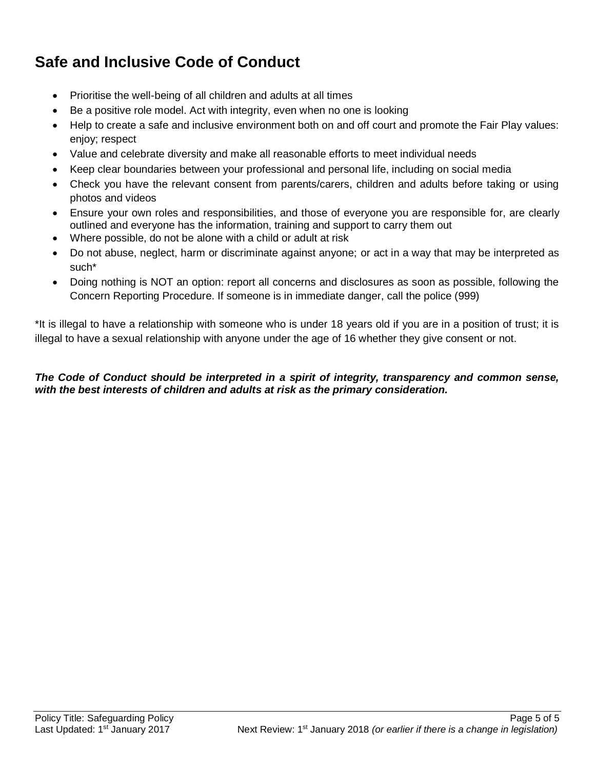# Safe and Inclusive Code of Conduct

- Prioritise the well-being of all children and adults at all times
- Be a positive role model. Act with integrity, even when no one is looking
- Help to create a safe and inclusive environment both on and off court and promote the Fair Play values: enjoy; respect
- Value and celebrate diversity and make all reasonable efforts to meet individual needs
- Keep clear boundaries between your professional and personal life, including on social media
- Check you have the relevant consent from parents/carers, children and adults before taking or using photos and videos
- Ensure your own roles and responsibilities, and those of everyone you are responsible for, are clearly outlined and everyone has the information, training and support to carry them out
- Where possible, do not be alone with a child or adult at risk
- Do not abuse, neglect, harm or discriminate against anyone; or act in a way that may be interpreted as such*
- Doing nothing is NOT an option: report all concerns and disclosures as soon as possible, following the Concern Reporting Procedure. If someone is in immediate danger, call the police (999)

*It is illegal to have a relationship with someone who is under 18 years old if you are in a position of trust; it is illegal to have a sexual relationship with anyone under the age of 16 whether they give consent or not.

***The Code of Conduct should be interpreted in a spirit of integrity, transparency and common sense, with the best interests of children and adults at risk as the primary consideration.***